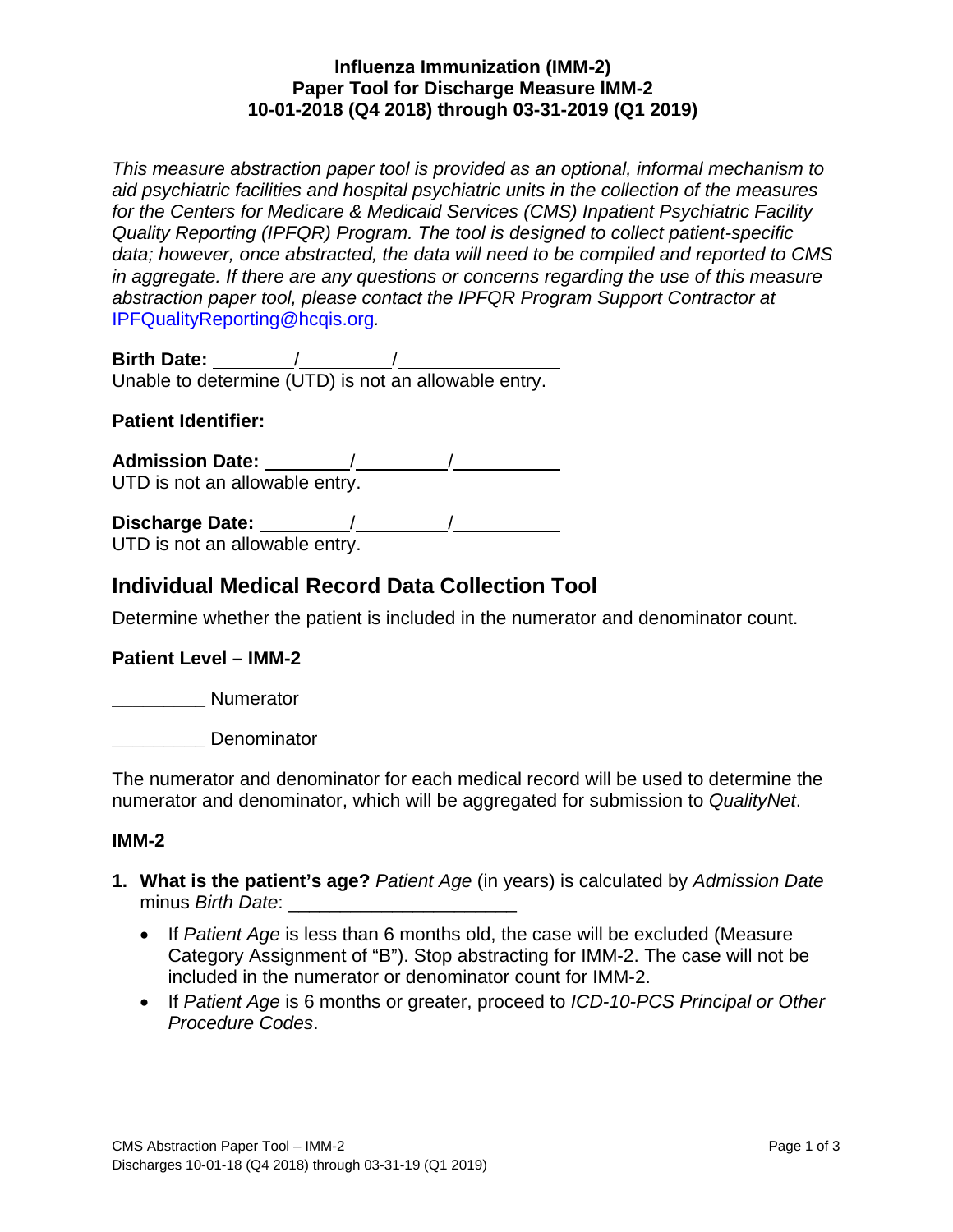**Influenza Immunization (IMM-2)**
**Paper Tool for Discharge Measure IMM-2**
**10-01-2018 (Q4 2018) through 03-31-2019 (Q1 2019)**

*This measure abstraction paper tool is provided as an optional, informal mechanism to aid psychiatric facilities and hospital psychiatric units in the collection of the measures for the Centers for Medicare & Medicaid Services (CMS) Inpatient Psychiatric Facility Quality Reporting (IPFQR) Program. The tool is designed to collect patient-specific data; however, once abstracted, the data will need to be compiled and reported to CMS in aggregate. If there are any questions or concerns regarding the use of this measure abstraction paper tool, please contact the IPFQR Program Support Contractor at* IPFQualityReporting@hcqis.org.

**Birth Date:** ________/________/________
Unable to determine (UTD) is not an allowable entry.

**Patient Identifier:** ____________________________

**Admission Date:** ________/________/________
UTD is not an allowable entry.

**Discharge Date:** ________/________/________
UTD is not an allowable entry.

## Individual Medical Record Data Collection Tool

Determine whether the patient is included in the numerator and denominator count.

**Patient Level – IMM-2**

_________ Numerator

_________ Denominator

The numerator and denominator for each medical record will be used to determine the numerator and denominator, which will be aggregated for submission to *QualityNet*.

**IMM-2**

1. **What is the patient's age?** *Patient Age* (in years) is calculated by *Admission Date* minus *Birth Date*: _____________________
   - If *Patient Age* is less than 6 months old, the case will be excluded (Measure Category Assignment of "B"). Stop abstracting for IMM-2. The case will not be included in the numerator or denominator count for IMM-2.
   - If *Patient Age* is 6 months or greater, proceed to *ICD-10-PCS Principal or Other Procedure Codes*.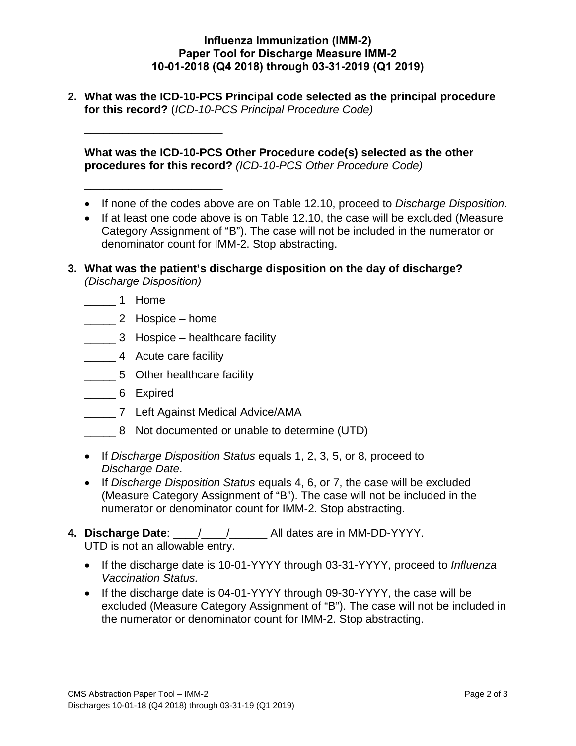**Influenza Immunization (IMM-2)**
**Paper Tool for Discharge Measure IMM-2**
**10-01-2018 (Q4 2018) through 03-31-2019 (Q1 2019)**

2. **What was the ICD-10-PCS Principal code selected as the principal procedure for this record?** (*ICD-10-PCS Principal Procedure Code)*

   ______________________

   **What was the ICD-10-PCS Other Procedure code(s) selected as the other procedures for this record?** *(ICD-10-PCS Other Procedure Code)*

   ______________________

   - If none of the codes above are on Table 12.10, proceed to *Discharge Disposition*.
   - If at least one code above is on Table 12.10, the case will be excluded (Measure Category Assignment of "B"). The case will not be included in the numerator or denominator count for IMM-2. Stop abstracting.

3. **What was the patient's discharge disposition on the day of discharge?** *(Discharge Disposition)*

   _____ 1 Home
   _____ 2 Hospice – home
   _____ 3 Hospice – healthcare facility
   _____ 4 Acute care facility
   _____ 5 Other healthcare facility
   _____ 6 Expired
   _____ 7 Left Against Medical Advice/AMA
   _____ 8 Not documented or unable to determine (UTD)

   - If *Discharge Disposition Status* equals 1, 2, 3, 5, or 8, proceed to *Discharge Date*.
   - If *Discharge Disposition Status* equals 4, 6, or 7, the case will be excluded (Measure Category Assignment of "B"). The case will not be included in the numerator or denominator count for IMM-2. Stop abstracting.

4. **Discharge Date**: ____/____/______ All dates are in MM-DD-YYYY. UTD is not an allowable entry.

   - If the discharge date is 10-01-YYYY through 03-31-YYYY, proceed to *Influenza Vaccination Status.*
   - If the discharge date is 04-01-YYYY through 09-30-YYYY, the case will be excluded (Measure Category Assignment of "B"). The case will not be included in the numerator or denominator count for IMM-2. Stop abstracting.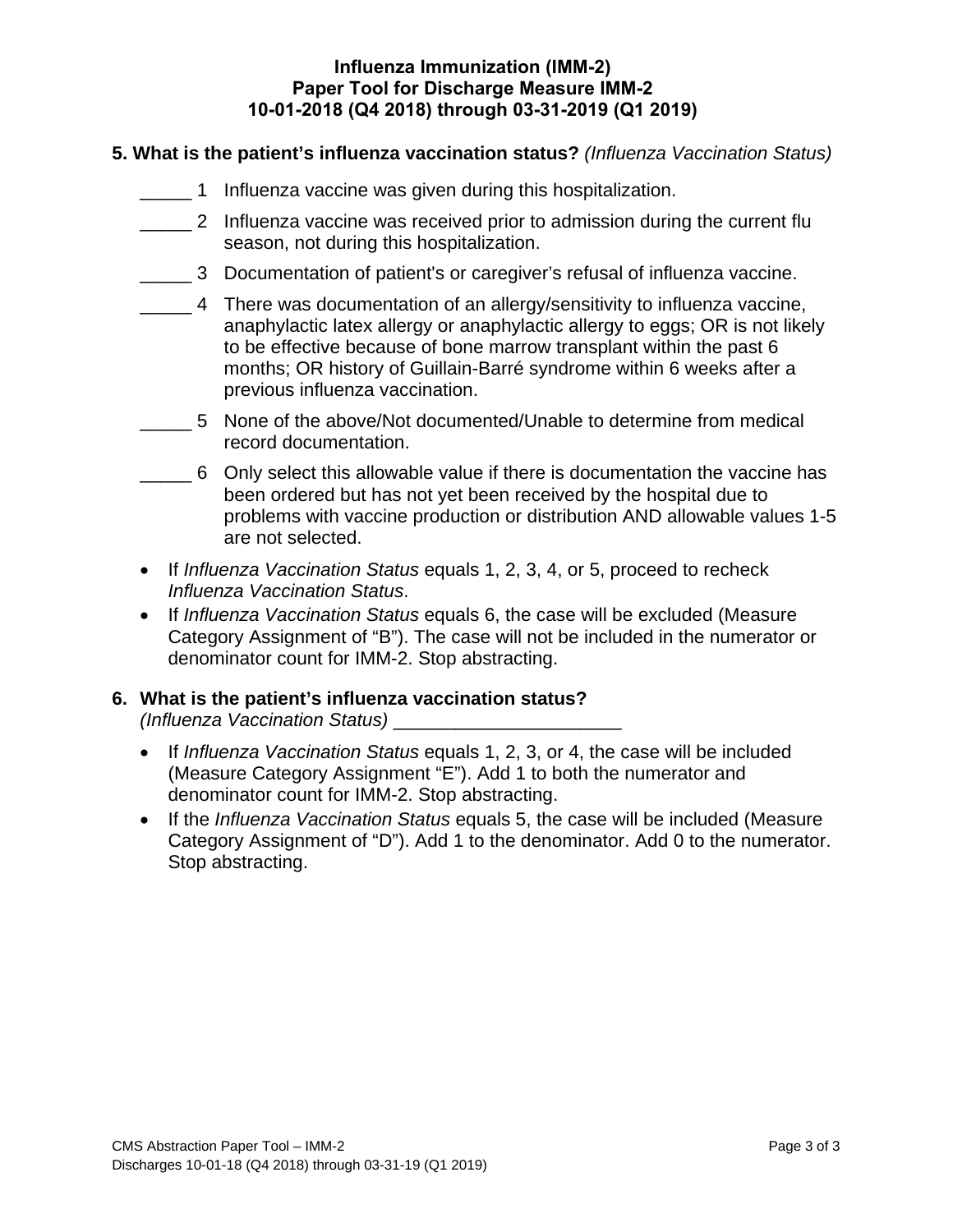**Influenza Immunization (IMM-2)**
**Paper Tool for Discharge Measure IMM-2**
**10-01-2018 (Q4 2018) through 03-31-2019 (Q1 2019)**

**5. What is the patient's influenza vaccination status?** *(Influenza Vaccination Status)*

_____ 1 Influenza vaccine was given during this hospitalization.

_____ 2 Influenza vaccine was received prior to admission during the current flu season, not during this hospitalization.

_____ 3 Documentation of patient's or caregiver's refusal of influenza vaccine.

_____ 4 There was documentation of an allergy/sensitivity to influenza vaccine, anaphylactic latex allergy or anaphylactic allergy to eggs; OR is not likely to be effective because of bone marrow transplant within the past 6 months; OR history of Guillain-Barré syndrome within 6 weeks after a previous influenza vaccination.

_____ 5 None of the above/Not documented/Unable to determine from medical record documentation.

_____ 6 Only select this allowable value if there is documentation the vaccine has been ordered but has not yet been received by the hospital due to problems with vaccine production or distribution AND allowable values 1-5 are not selected.

- If *Influenza Vaccination Status* equals 1, 2, 3, 4, or 5, proceed to recheck *Influenza Vaccination Status*.
- If *Influenza Vaccination Status* equals 6, the case will be excluded (Measure Category Assignment of "B"). The case will not be included in the numerator or denominator count for IMM-2. Stop abstracting.

**6. What is the patient's influenza vaccination status?**
*(Influenza Vaccination Status)* ______________________

- If *Influenza Vaccination Status* equals 1, 2, 3, or 4, the case will be included (Measure Category Assignment "E"). Add 1 to both the numerator and denominator count for IMM-2. Stop abstracting.
- If the *Influenza Vaccination Status* equals 5, the case will be included (Measure Category Assignment of "D"). Add 1 to the denominator. Add 0 to the numerator. Stop abstracting.